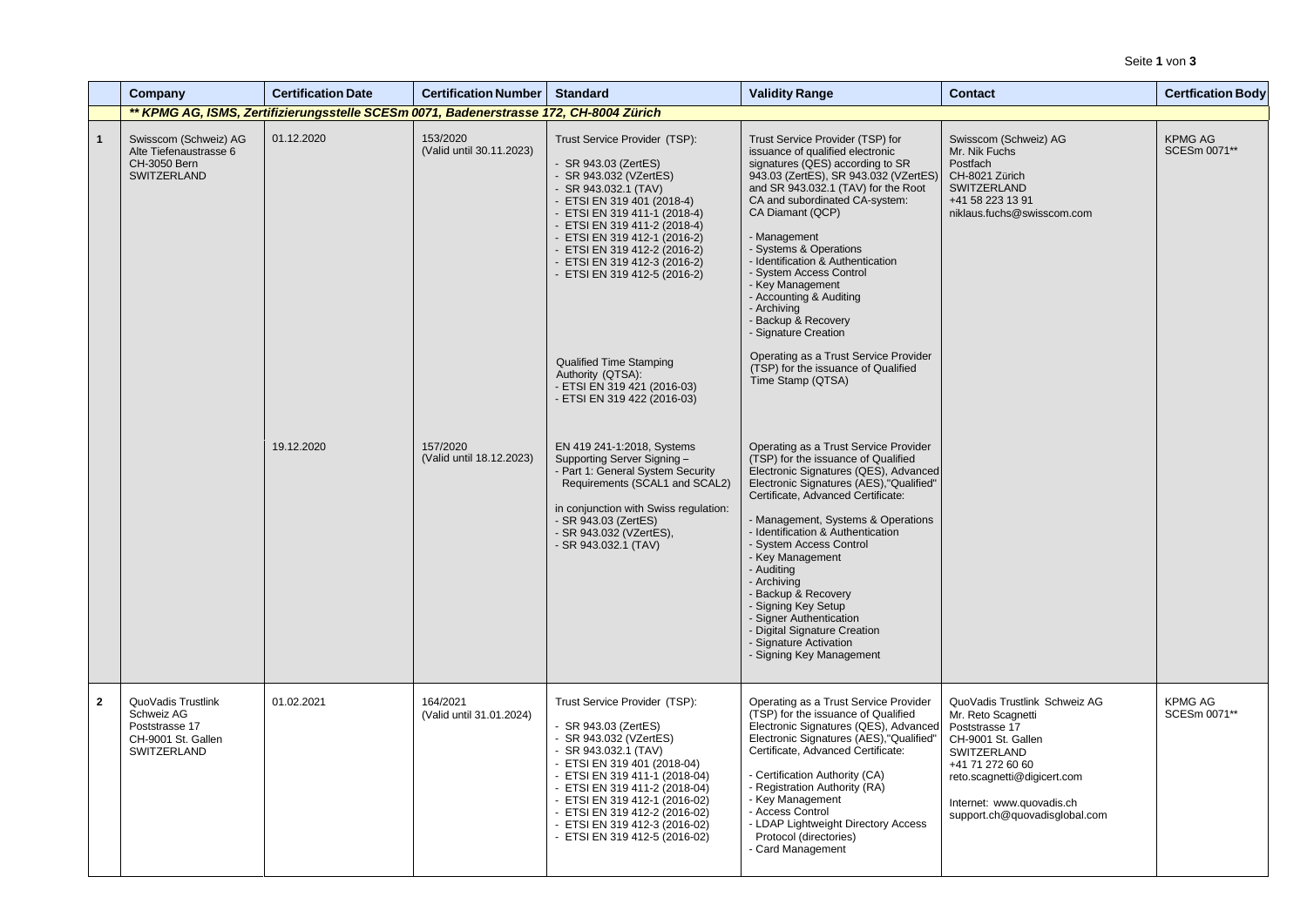| | Company | Certification Date | Certification Number | Standard | Validity Range | Contact | Certfication Body |
|---|---|---|---|---|---|---|---|
| | ***\*\* KPMG AG, ISMS, Zertifizierungsstelle SCESm 0071, Badenerstrasse 172, CH-8004 Zürich*** | | | | | | |
| **1** | Swisscom (Schweiz) AG<br>Alte Tiefenaustrasse 6<br>CH-3050 Bern<br>SWITZERLAND | 01.12.2020 | 153/2020<br>(Valid until 30.11.2023) | Trust Service Provider (TSP):<br><br>- SR 943.03 (ZertES)<br>- SR 943.032 (VZertES)<br>- SR 943.032.1 (TAV)<br>- ETSI EN 319 401 (2018-4)<br>- ETSI EN 319 411-1 (2018-4)<br>- ETSI EN 319 411-2 (2018-4)<br>- ETSI EN 319 412-1 (2016-2)<br>- ETSI EN 319 412-2 (2016-2)<br>- ETSI EN 319 412-3 (2016-2)<br>- ETSI EN 319 412-5 (2016-2)<br><br>Qualified Time Stamping Authority (QTSA):<br>- ETSI EN 319 421 (2016-03)<br>- ETSI EN 319 422 (2016-03) | Trust Service Provider (TSP) for issuance of qualified electronic signatures (QES) according to SR 943.03 (ZertES), SR 943.032 (VZertES) and SR 943.032.1 (TAV) for the Root CA and subordinated CA-system:<br>CA Diamant (QCP)<br><br>- Management<br>- Systems & Operations<br>- Identification & Authentication<br>- System Access Control<br>- Key Management<br>- Accounting & Auditing<br>- Archiving<br>- Backup & Recovery<br>- Signature Creation<br><br>Operating as a Trust Service Provider (TSP) for the issuance of Qualified Time Stamp (QTSA) | Swisscom (Schweiz) AG<br>Mr. Nik Fuchs<br>Postfach<br>CH-8021 Zürich<br>SWITZERLAND<br>+41 58 223 13 91<br>niklaus.fuchs@swisscom.com | KPMG AG<br>SCESm 0071** |
| | | 19.12.2020 | 157/2020<br>(Valid until 18.12.2023) | EN 419 241-1:2018, Systems Supporting Server Signing –<br>- Part 1: General System Security Requirements (SCAL1 and SCAL2)<br><br>in conjunction with Swiss regulation:<br>- SR 943.03 (ZertES)<br>- SR 943.032 (VZertES),<br>- SR 943.032.1 (TAV) | Operating as a Trust Service Provider (TSP) for the issuance of Qualified Electronic Signatures (QES), Advanced Electronic Signatures (AES),"Qualified" Certificate, Advanced Certificate:<br><br>- Management, Systems & Operations<br>- Identification & Authentication<br>- System Access Control<br>- Key Management<br>- Auditing<br>- Archiving<br>- Backup & Recovery<br>- Signing Key Setup<br>- Signer Authentication<br>- Digital Signature Creation<br>- Signature Activation<br>- Signing Key Management | | |
| **2** | QuoVadis Trustlink Schweiz AG<br>Poststrasse 17<br>CH-9001 St. Gallen<br>SWITZERLAND | 01.02.2021 | 164/2021<br>(Valid until 31.01.2024) | Trust Service Provider (TSP):<br><br>- SR 943.03 (ZertES)<br>- SR 943.032 (VZertES)<br>- SR 943.032.1 (TAV)<br>- ETSI EN 319 401 (2018-04)<br>- ETSI EN 319 411-1 (2018-04)<br>- ETSI EN 319 411-2 (2018-04)<br>- ETSI EN 319 412-1 (2016-02)<br>- ETSI EN 319 412-2 (2016-02)<br>- ETSI EN 319 412-3 (2016-02)<br>- ETSI EN 319 412-5 (2016-02) | Operating as a Trust Service Provider (TSP) for the issuance of Qualified Electronic Signatures (QES), Advanced Electronic Signatures (AES),"Qualified" Certificate, Advanced Certificate:<br><br>- Certification Authority (CA)<br>- Registration Authority (RA)<br>- Key Management<br>- Access Control<br>- LDAP Lightweight Directory Access Protocol (directories)<br>- Card Management | QuoVadis Trustlink Schweiz AG<br>Mr. Reto Scagnetti<br>Poststrasse 17<br>CH-9001 St. Gallen<br>SWITZERLAND<br>+41 71 272 60 60<br>reto.scagnetti@digicert.com<br><br>Internet: www.quovadis.ch<br>support.ch@quovadisglobal.com | KPMG AG<br>SCESm 0071** |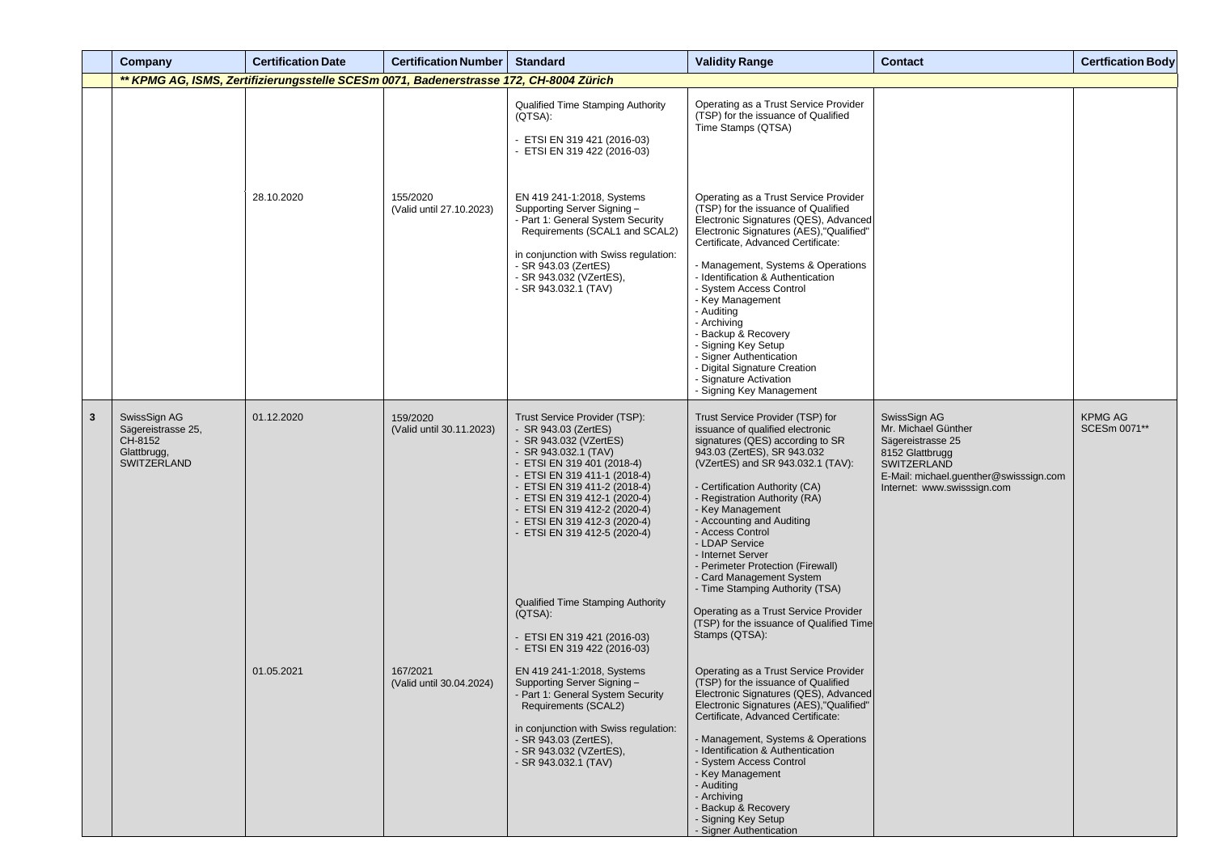| | Company | Certification Date | Certification Number | Standard | Validity Range | Contact | Certfication Body |
|---|---|---|---|---|---|---|---|
| | ***\*\* KPMG AG, ISMS, Zertifizierungsstelle SCESm 0071, Badenerstrasse 172, CH-8004 Zürich*** | | | | | | |
| | | | | Qualified Time Stamping Authority (QTSA):<br><br>- ETSI EN 319 421 (2016-03)<br>- ETSI EN 319 422 (2016-03) | Operating as a Trust Service Provider (TSP) for the issuance of Qualified Time Stamps (QTSA) | | |
| | | 28.10.2020 | 155/2020<br>(Valid until 27.10.2023) | EN 419 241-1:2018, Systems Supporting Server Signing –<br>- Part 1: General System Security Requirements (SCAL1 and SCAL2)<br><br>in conjunction with Swiss regulation:<br>- SR 943.03 (ZertES)<br>- SR 943.032 (VZertES),<br>- SR 943.032.1 (TAV) | Operating as a Trust Service Provider (TSP) for the issuance of Qualified Electronic Signatures (QES), Advanced Electronic Signatures (AES),"Qualified" Certificate, Advanced Certificate:<br><br>- Management, Systems & Operations<br>- Identification & Authentication<br>- System Access Control<br>- Key Management<br>- Auditing<br>- Archiving<br>- Backup & Recovery<br>- Signing Key Setup<br>- Signer Authentication<br>- Digital Signature Creation<br>- Signature Activation<br>- Signing Key Management | | |
| **3** | SwissSign AG<br>Sägereistrasse 25,<br>CH-8152<br>Glattbrugg,<br>SWITZERLAND | 01.12.2020 | 159/2020<br>(Valid until 30.11.2023) | Trust Service Provider (TSP):<br>- SR 943.03 (ZertES)<br>- SR 943.032 (VZertES)<br>- SR 943.032.1 (TAV)<br>- ETSI EN 319 401 (2018-4)<br>- ETSI EN 319 411-1 (2018-4)<br>- ETSI EN 319 411-2 (2018-4)<br>- ETSI EN 319 412-1 (2020-4)<br>- ETSI EN 319 412-2 (2020-4)<br>- ETSI EN 319 412-3 (2020-4)<br>- ETSI EN 319 412-5 (2020-4) | Trust Service Provider (TSP) for issuance of qualified electronic signatures (QES) according to SR 943.03 (ZertES), SR 943.032 (VZertES) and SR 943.032.1 (TAV):<br><br>- Certification Authority (CA)<br>- Registration Authority (RA)<br>- Key Management<br>- Accounting and Auditing<br>- Access Control<br>- LDAP Service<br>- Internet Server<br>- Perimeter Protection (Firewall)<br>- Card Management System<br>- Time Stamping Authority (TSA) | SwissSign AG<br>Mr. Michael Günther<br>Sägereistrasse 25<br>8152 Glattbrugg<br>SWITZERLAND<br>E-Mail: michael.guenther@swisssign.com<br>Internet: www.swisssign.com | KPMG AG<br>SCESm 0071\*\* |
| | | | | Qualified Time Stamping Authority (QTSA):<br><br>- ETSI EN 319 421 (2016-03)<br>- ETSI EN 319 422 (2016-03) | Operating as a Trust Service Provider (TSP) for the issuance of Qualified Time Stamps (QTSA): | | |
| | | 01.05.2021 | 167/2021<br>(Valid until 30.04.2024) | EN 419 241-1:2018, Systems Supporting Server Signing –<br>- Part 1: General System Security Requirements (SCAL2)<br><br>in conjunction with Swiss regulation:<br>- SR 943.03 (ZertES),<br>- SR 943.032 (VZertES),<br>- SR 943.032.1 (TAV) | Operating as a Trust Service Provider (TSP) for the issuance of Qualified Electronic Signatures (QES), Advanced Electronic Signatures (AES),"Qualified" Certificate, Advanced Certificate:<br><br>- Management, Systems & Operations<br>- Identification & Authentication<br>- System Access Control<br>- Key Management<br>- Auditing<br>- Archiving<br>- Backup & Recovery<br>- Signing Key Setup<br>- Signer Authentication | | |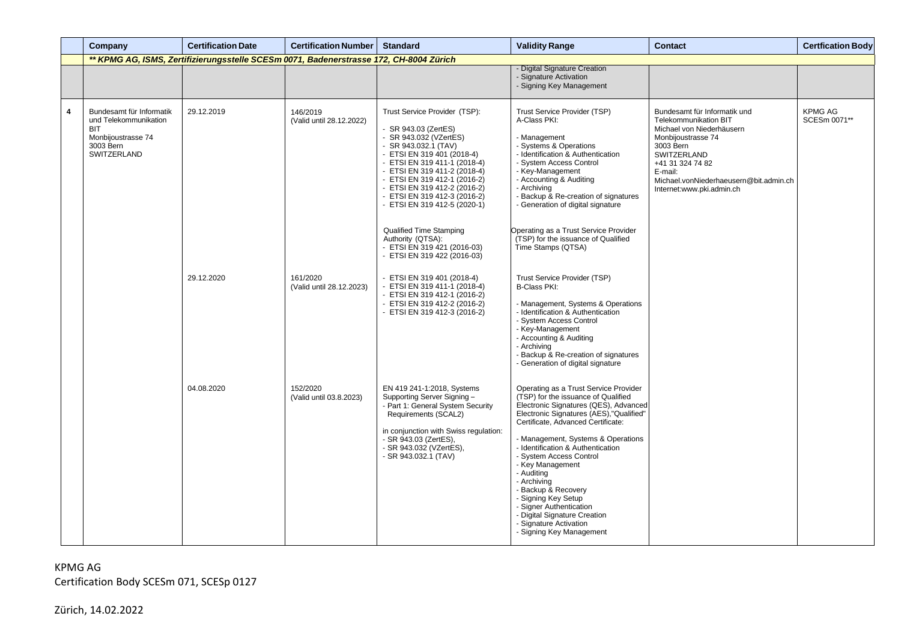| | Company | Certification Date | Certification Number | Standard | Validity Range | Contact | Certfication Body |
|---|---|---|---|---|---|---|---|
| | ** KPMG AG, ISMS, Zertifizierungsstelle SCESm 0071, Badenerstrasse 172, CH-8004 Zürich | | | | | | |
| | | | | | - Digital Signature Creation<br>- Signature Activation<br>- Signing Key Management | | |
| 4 | Bundesamt für Informatik und Telekommunikation BIT<br>Monbijoustrasse 74<br>3003 Bern<br>SWITZERLAND | 29.12.2019 | 146/2019<br>(Valid until 28.12.2022) | Trust Service Provider (TSP):<br><br>- SR 943.03 (ZertES)<br>- SR 943.032 (VZertES)<br>- SR 943.032.1 (TAV)<br>- ETSI EN 319 401 (2018-4)<br>- ETSI EN 319 411-1 (2018-4)<br>- ETSI EN 319 411-2 (2018-4)<br>- ETSI EN 319 412-1 (2016-2)<br>- ETSI EN 319 412-2 (2016-2)<br>- ETSI EN 319 412-3 (2016-2)<br>- ETSI EN 319 412-5 (2020-1)<br><br>Qualified Time Stamping Authority (QTSA):<br>- ETSI EN 319 421 (2016-03)<br>- ETSI EN 319 422 (2016-03) | Trust Service Provider (TSP)<br>A-Class PKI:<br><br>- Management<br>- Systems & Operations<br>- Identification & Authentication<br>- System Access Control<br>- Key-Management<br>- Accounting & Auditing<br>- Archiving<br>- Backup & Re-creation of signatures<br>- Generation of digital signature<br><br>Operating as a Trust Service Provider (TSP) for the issuance of Qualified Time Stamps (QTSA) | Bundesamt für Informatik und Telekommunikation BIT<br>Michael von Niederhäusern<br>Monbijoustrasse 74<br>3003 Bern<br>SWITZERLAND<br>+41 31 324 74 82<br>E-mail:<br>Michael.vonNiederhaeusern@bit.admin.ch<br>Internet:www.pki.admin.ch | KPMG AG<br>SCESm 0071** |
| | | 29.12.2020 | 161/2020<br>(Valid until 28.12.2023) | - ETSI EN 319 401 (2018-4)<br>- ETSI EN 319 411-1 (2018-4)<br>- ETSI EN 319 412-1 (2016-2)<br>- ETSI EN 319 412-2 (2016-2)<br>- ETSI EN 319 412-3 (2016-2) | Trust Service Provider (TSP)<br>B-Class PKI:<br><br>- Management, Systems & Operations<br>- Identification & Authentication<br>- System Access Control<br>- Key-Management<br>- Accounting & Auditing<br>- Archiving<br>- Backup & Re-creation of signatures<br>- Generation of digital signature | | |
| | | 04.08.2020 | 152/2020<br>(Valid until 03.8.2023) | EN 419 241-1:2018, Systems Supporting Server Signing –<br>- Part 1: General System Security Requirements (SCAL2)<br><br>in conjunction with Swiss regulation:<br>- SR 943.03 (ZertES),<br>- SR 943.032 (VZertES),<br>- SR 943.032.1 (TAV) | Operating as a Trust Service Provider (TSP) for the issuance of Qualified Electronic Signatures (QES), Advanced Electronic Signatures (AES),"Qualified" Certificate, Advanced Certificate:<br><br>- Management, Systems & Operations<br>- Identification & Authentication<br>- System Access Control<br>- Key Management<br>- Auditing<br>- Archiving<br>- Backup & Recovery<br>- Signing Key Setup<br>- Signer Authentication<br>- Digital Signature Creation<br>- Signature Activation<br>- Signing Key Management | | |

KPMG AG
Certification Body SCESm 071, SCESp 0127

Zürich, 14.02.2022